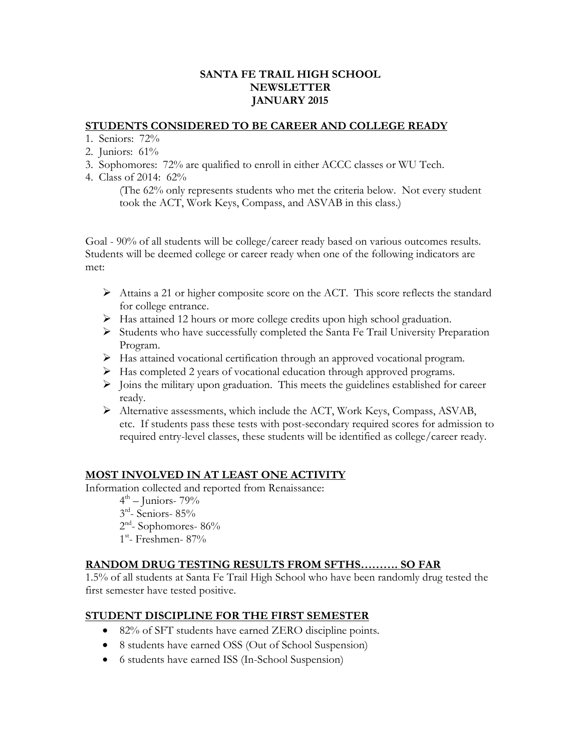# SANTA FE TRAIL HIGH SCHOOL
# NEWSLETTER
# JANUARY 2015

## STUDENTS CONSIDERED TO BE CAREER AND COLLEGE READY

1. Seniors: 72%
2. Juniors: 61%
3. Sophomores: 72% are qualified to enroll in either ACCC classes or WU Tech.
4. Class of 2014: 62%

   (The 62% only represents students who met the criteria below. Not every student took the ACT, Work Keys, Compass, and ASVAB in this class.)

Goal - 90% of all students will be college/career ready based on various outcomes results. Students will be deemed college or career ready when one of the following indicators are met:

- Attains a 21 or higher composite score on the ACT. This score reflects the standard for college entrance.
- Has attained 12 hours or more college credits upon high school graduation.
- Students who have successfully completed the Santa Fe Trail University Preparation Program.
- Has attained vocational certification through an approved vocational program.
- Has completed 2 years of vocational education through approved programs.
- Joins the military upon graduation. This meets the guidelines established for career ready.
- Alternative assessments, which include the ACT, Work Keys, Compass, ASVAB, etc. If students pass these tests with post-secondary required scores for admission to required entry-level classes, these students will be identified as college/career ready.

## MOST INVOLVED IN AT LEAST ONE ACTIVITY

Information collected and reported from Renaissance:

4th – Juniors- 79%
3rd- Seniors- 85%
2nd- Sophomores- 86%
1st- Freshmen- 87%

## RANDOM DRUG TESTING RESULTS FROM SFTHS………. SO FAR

1.5% of all students at Santa Fe Trail High School who have been randomly drug tested the first semester have tested positive.

## STUDENT DISCIPLINE FOR THE FIRST SEMESTER

- 82% of SFT students have earned ZERO discipline points.
- 8 students have earned OSS (Out of School Suspension)
- 6 students have earned ISS (In-School Suspension)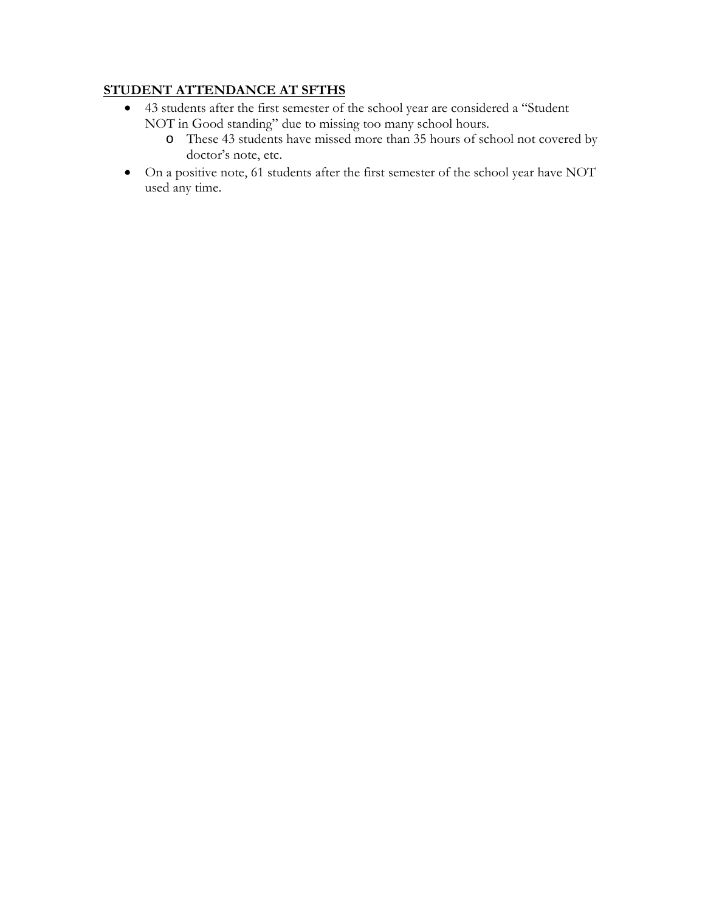**STUDENT ATTENDANCE AT SFTHS**

- 43 students after the first semester of the school year are considered a "Student NOT in Good standing" due to missing too many school hours.
  - These 43 students have missed more than 35 hours of school not covered by doctor's note, etc.
- On a positive note, 61 students after the first semester of the school year have NOT used any time.